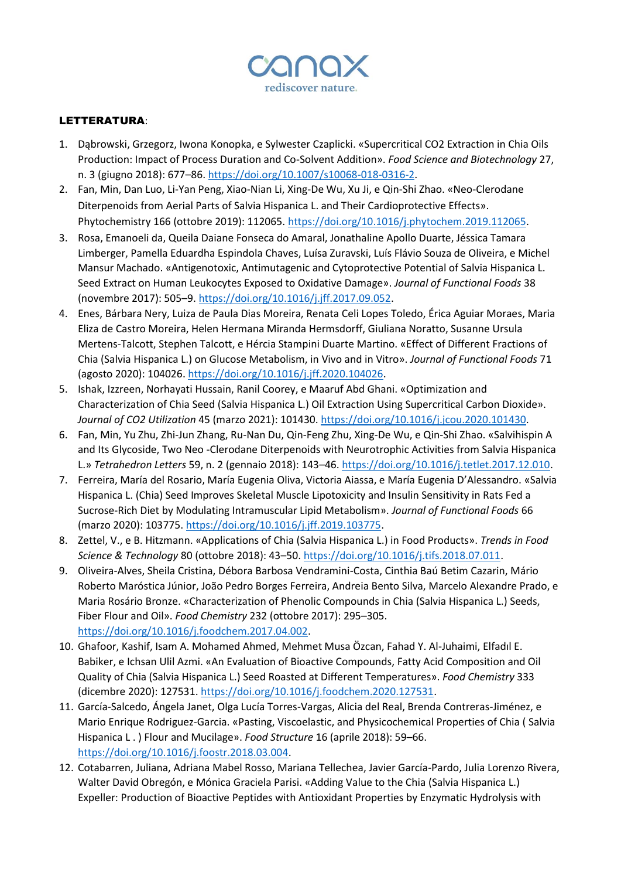**LETTERATURA**:

1. Dąbrowski, Grzegorz, Iwona Konopka, e Sylwester Czaplicki. «Supercritical CO2 Extraction in Chia Oils Production: Impact of Process Duration and Co-Solvent Addition». *Food Science and Biotechnology* 27, n. 3 (giugno 2018): 677–86. https://doi.org/10.1007/s10068-018-0316-2.
2. Fan, Min, Dan Luo, Li-Yan Peng, Xiao-Nian Li, Xing-De Wu, Xu Ji, e Qin-Shi Zhao. «Neo-Clerodane Diterpenoids from Aerial Parts of Salvia Hispanica L. and Their Cardioprotective Effects». Phytochemistry 166 (ottobre 2019): 112065. https://doi.org/10.1016/j.phytochem.2019.112065.
3. Rosa, Emanoeli da, Queila Daiane Fonseca do Amaral, Jonathaline Apollo Duarte, Jéssica Tamara Limberger, Pamella Eduardha Espindola Chaves, Luísa Zuravski, Luís Flávio Souza de Oliveira, e Michel Mansur Machado. «Antigenotoxic, Antimutagenic and Cytoprotective Potential of Salvia Hispanica L. Seed Extract on Human Leukocytes Exposed to Oxidative Damage». *Journal of Functional Foods* 38 (novembre 2017): 505–9. https://doi.org/10.1016/j.jff.2017.09.052.
4. Enes, Bárbara Nery, Luiza de Paula Dias Moreira, Renata Celi Lopes Toledo, Érica Aguiar Moraes, Maria Eliza de Castro Moreira, Helen Hermana Miranda Hermsdorff, Giuliana Noratto, Susanne Ursula Mertens-Talcott, Stephen Talcott, e Hércia Stampini Duarte Martino. «Effect of Different Fractions of Chia (Salvia Hispanica L.) on Glucose Metabolism, in Vivo and in Vitro». *Journal of Functional Foods* 71 (agosto 2020): 104026. https://doi.org/10.1016/j.jff.2020.104026.
5. Ishak, Izzreen, Norhayati Hussain, Ranil Coorey, e Maaruf Abd Ghani. «Optimization and Characterization of Chia Seed (Salvia Hispanica L.) Oil Extraction Using Supercritical Carbon Dioxide». *Journal of CO2 Utilization* 45 (marzo 2021): 101430. https://doi.org/10.1016/j.jcou.2020.101430.
6. Fan, Min, Yu Zhu, Zhi-Jun Zhang, Ru-Nan Du, Qin-Feng Zhu, Xing-De Wu, e Qin-Shi Zhao. «Salvihispin A and Its Glycoside, Two Neo -Clerodane Diterpenoids with Neurotrophic Activities from Salvia Hispanica L.» *Tetrahedron Letters* 59, n. 2 (gennaio 2018): 143–46. https://doi.org/10.1016/j.tetlet.2017.12.010.
7. Ferreira, María del Rosario, María Eugenia Oliva, Victoria Aiassa, e María Eugenia D'Alessandro. «Salvia Hispanica L. (Chia) Seed Improves Skeletal Muscle Lipotoxicity and Insulin Sensitivity in Rats Fed a Sucrose-Rich Diet by Modulating Intramuscular Lipid Metabolism». *Journal of Functional Foods* 66 (marzo 2020): 103775. https://doi.org/10.1016/j.jff.2019.103775.
8. Zettel, V., e B. Hitzmann. «Applications of Chia (Salvia Hispanica L.) in Food Products». *Trends in Food Science & Technology* 80 (ottobre 2018): 43–50. https://doi.org/10.1016/j.tifs.2018.07.011.
9. Oliveira-Alves, Sheila Cristina, Débora Barbosa Vendramini-Costa, Cinthia Baú Betim Cazarin, Mário Roberto Maróstica Júnior, João Pedro Borges Ferreira, Andreia Bento Silva, Marcelo Alexandre Prado, e Maria Rosário Bronze. «Characterization of Phenolic Compounds in Chia (Salvia Hispanica L.) Seeds, Fiber Flour and Oil». *Food Chemistry* 232 (ottobre 2017): 295–305. https://doi.org/10.1016/j.foodchem.2017.04.002.
10. Ghafoor, Kashif, Isam A. Mohamed Ahmed, Mehmet Musa Özcan, Fahad Y. Al-Juhaimi, Elfadıl E. Babiker, e Ichsan Ulil Azmi. «An Evaluation of Bioactive Compounds, Fatty Acid Composition and Oil Quality of Chia (Salvia Hispanica L.) Seed Roasted at Different Temperatures». *Food Chemistry* 333 (dicembre 2020): 127531. https://doi.org/10.1016/j.foodchem.2020.127531.
11. García-Salcedo, Ángela Janet, Olga Lucía Torres-Vargas, Alicia del Real, Brenda Contreras-Jiménez, e Mario Enrique Rodriguez-Garcia. «Pasting, Viscoelastic, and Physicochemical Properties of Chia ( Salvia Hispanica L . ) Flour and Mucilage». *Food Structure* 16 (aprile 2018): 59–66. https://doi.org/10.1016/j.foostr.2018.03.004.
12. Cotabarren, Juliana, Adriana Mabel Rosso, Mariana Tellechea, Javier García-Pardo, Julia Lorenzo Rivera, Walter David Obregón, e Mónica Graciela Parisi. «Adding Value to the Chia (Salvia Hispanica L.) Expeller: Production of Bioactive Peptides with Antioxidant Properties by Enzymatic Hydrolysis with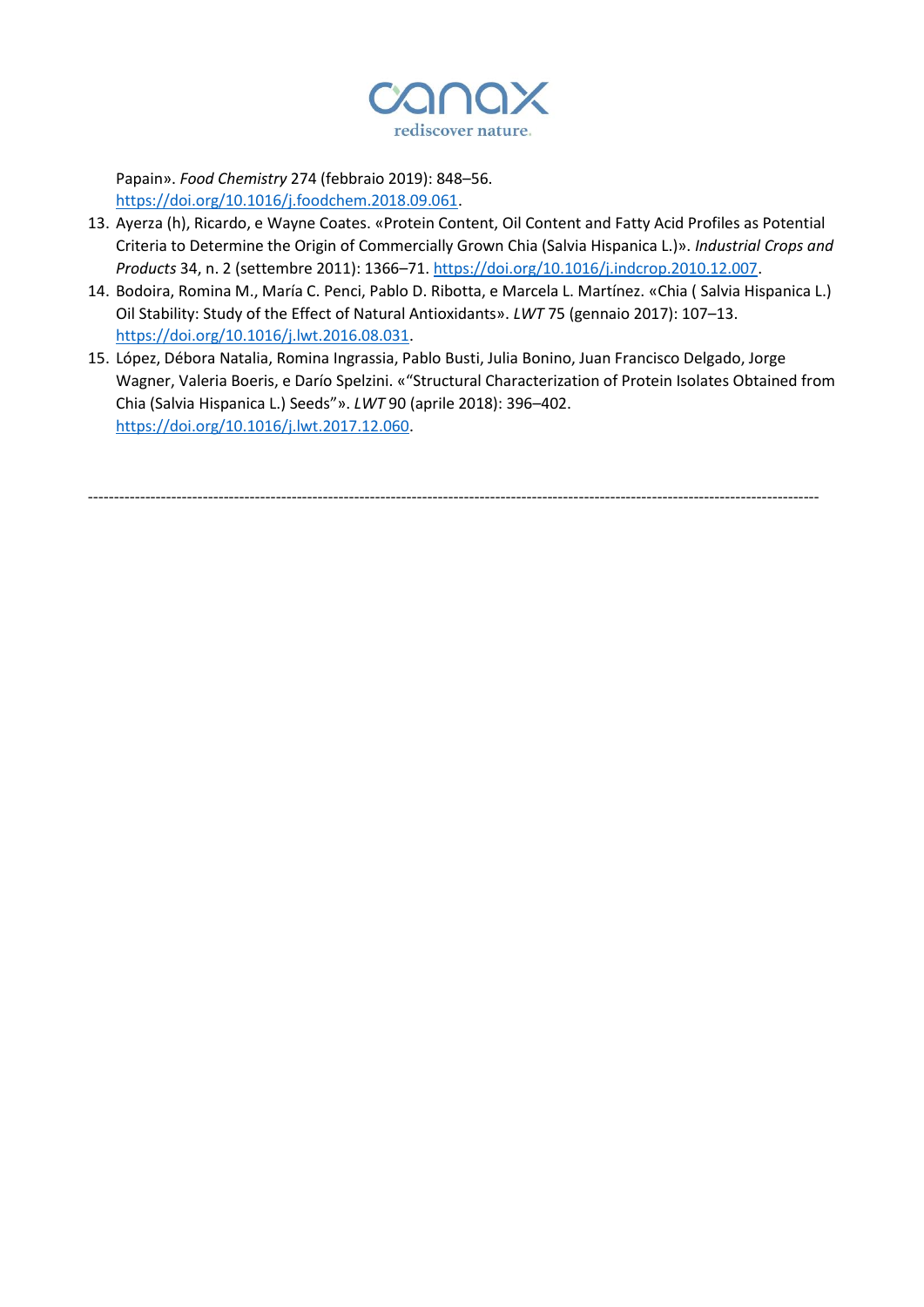Papain». *Food Chemistry* 274 (febbraio 2019): 848–56. https://doi.org/10.1016/j.foodchem.2018.09.061.

13. Ayerza (h), Ricardo, e Wayne Coates. «Protein Content, Oil Content and Fatty Acid Profiles as Potential Criteria to Determine the Origin of Commercially Grown Chia (Salvia Hispanica L.)». *Industrial Crops and Products* 34, n. 2 (settembre 2011): 1366–71. https://doi.org/10.1016/j.indcrop.2010.12.007.
14. Bodoira, Romina M., María C. Penci, Pablo D. Ribotta, e Marcela L. Martínez. «Chia ( Salvia Hispanica L.) Oil Stability: Study of the Effect of Natural Antioxidants». *LWT* 75 (gennaio 2017): 107–13. https://doi.org/10.1016/j.lwt.2016.08.031.
15. López, Débora Natalia, Romina Ingrassia, Pablo Busti, Julia Bonino, Juan Francisco Delgado, Jorge Wagner, Valeria Boeris, e Darío Spelzini. «"Structural Characterization of Protein Isolates Obtained from Chia (Salvia Hispanica L.) Seeds"». *LWT* 90 (aprile 2018): 396–402. https://doi.org/10.1016/j.lwt.2017.12.060.

---